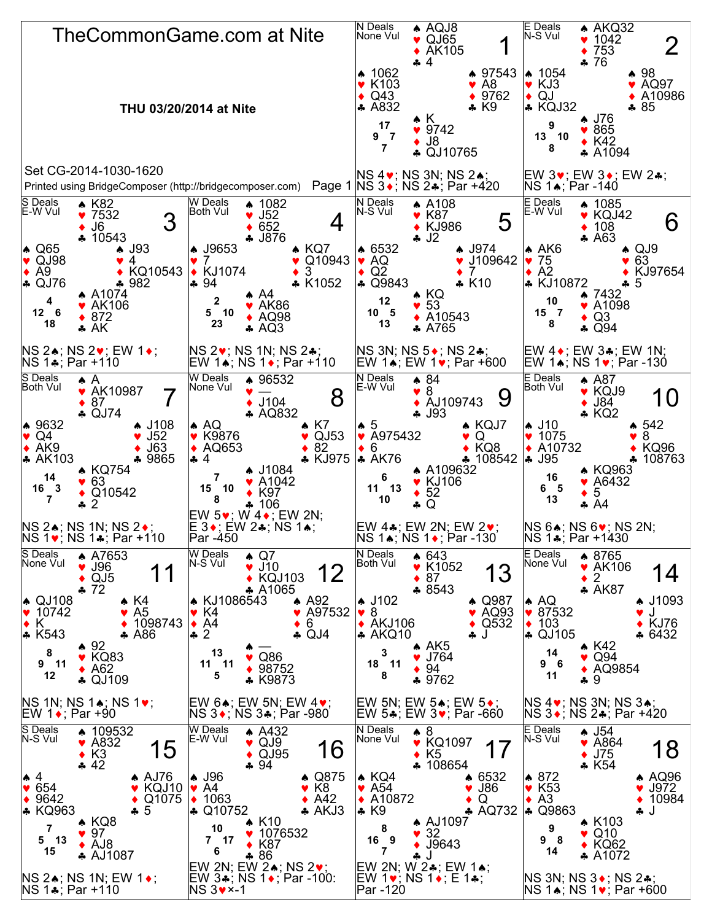# TheCommonGame.com at Nite

**THU 03/20/2014 at Nite**

Set CG-2014-1030-1620

Printed using BridgeComposer (http://bridgecomposer.com)

## Board 1
N Deals, None Vul

- North: ♠ AQJ8 ♥ QJ65 ♦ AK105 ♣ 4
- West: ♠ 1062 ♥ K103 ♦ Q43 ♣ A832
- East: ♠ 97543 ♥ A8 ♦ 9762 ♣ K9
- South: ♠ K ♥ 9742 ♦ J8 ♣ QJ10765

HCP: N 17, W 9, E 7, S 7

NS 4♥; NS 3N; NS 2♠; NS 3♦; NS 2♣; Par +420

## Board 2
E Deals, N-S Vul

- North: ♠ AKQ32 ♥ 1042 ♦ 753 ♣ 76
- West: ♠ 1054 ♥ KJ3 ♦ QJ ♣ KQJ32
- East: ♠ 98 ♥ AQ97 ♦ A10986 ♣ 85
- South: ♠ J76 ♥ 865 ♦ K42 ♣ A1094

HCP: N 9, W 13, E 10, S 8

EW 3♥; EW 3♦; EW 2♣; NS 1♠; Par -140

## Board 3
S Deals, E-W Vul

- North: ♠ K82 ♥ 7532 ♦ J6 ♣ 10543
- West: ♠ Q65 ♥ QJ98 ♦ A9 ♣ QJ76
- East: ♠ J93 ♥ 4 ♦ KQ10543 ♣ 982
- South: ♠ A1074 ♥ AK106 ♦ 872 ♣ AK

HCP: N 4, W 12, E 6, S 18

NS 2♠; NS 2♥; EW 1♦; NS 1♣; Par +110

## Board 4
W Deals, Both Vul

- North: ♠ 1082 ♥ J52 ♦ 652 ♣ J876
- West: ♠ J9653 ♥ 7 ♦ KJ1074 ♣ 94
- East: ♠ KQ7 ♥ Q10943 ♦ 3 ♣ K1052
- South: ♠ A4 ♥ AK86 ♦ AQ98 ♣ AQ3

HCP: N 2, W 5, E 10, S 23

NS 2♥; NS 1N; NS 2♣; EW 1♠; NS 1♦; Par +110

## Board 5
N Deals, N-S Vul

- North: ♠ A108 ♥ K87 ♦ KJ986 ♣ J2
- West: ♠ 6532 ♥ AQ ♦ Q2 ♣ Q9843
- East: ♠ J974 ♥ J109642 ♦ 7 ♣ K10
- South: ♠ KQ ♥ 53 ♦ A10543 ♣ A765

HCP: N 12, W 10, E 5, S 13

NS 3N; NS 5♦; NS 2♣; EW 1♠; EW 1♥; Par +600

## Board 6
E Deals, E-W Vul

- North: ♠ 1085 ♥ KQJ42 ♦ 108 ♣ A63
- West: ♠ AK6 ♥ 75 ♦ A2 ♣ KJ10872
- East: ♠ QJ9 ♥ 63 ♦ KJ97654 ♣ 5
- South: ♠ 7432 ♥ A1098 ♦ Q3 ♣ Q94

HCP: N 10, W 15, E 7, S 8

EW 4♦; EW 3♣; EW 1N; EW 1♠; NS 1♥; Par -130

## Board 7
S Deals, Both Vul

- North: ♠ A ♥ AK10987 ♦ 87 ♣ QJ74
- West: ♠ 9632 ♥ Q4 ♦ AK9 ♣ AK103
- East: ♠ J108 ♥ J52 ♦ J63 ♣ 9865
- South: ♠ KQ754 ♥ 63 ♦ Q10542 ♣ 2

HCP: N 14, W 16, E 3, S 7

NS 2♠; NS 1N; NS 2♦; NS 1♥; NS 1♣; Par +110

## Board 8
W Deals, None Vul

- North: ♠ 96532 ♥ — ♦ J104 ♣ AQ832
- West: ♠ AQ ♥ K9876 ♦ AQ653 ♣ 4
- East: ♠ K7 ♥ QJ53 ♦ 82 ♣ KJ975
- South: ♠ J1084 ♥ A1042 ♦ K97 ♣ 106

HCP: N 7, W 15, E 10, S 8

EW 5♥; W 4♦; EW 2N; E 3♦; EW 2♣; NS 1♠; Par -450

## Board 9
N Deals, E-W Vul

- North: ♠ 84 ♥ 8 ♦ AJ109743 ♣ J93
- West: ♠ 5 ♥ A975432 ♦ 6 ♣ AK76
- East: ♠ KQJ7 ♥ Q ♦ KQ8 ♣ 108542
- South: ♠ A109632 ♥ KJ106 ♦ 52 ♣ Q

HCP: N 6, W 11, E 13, S 10

EW 4♣; EW 2N; EW 2♥; NS 1♠; NS 1♦; Par -130

## Board 10
E Deals, Both Vul

- North: ♠ A87 ♥ KQJ9 ♦ J84 ♣ KQ2
- West: ♠ J10 ♥ 1075 ♦ A10732 ♣ J95
- East: ♠ 542 ♥ 8 ♦ KQ96 ♣ 108763
- South: ♠ KQ963 ♥ A6432 ♦ 5 ♣ A4

HCP: N 16, W 6, E 5, S 13

NS 6♠; NS 6♥; NS 2N; NS 1♣; Par +1430

## Board 11
S Deals, None Vul

- North: ♠ A7653 ♥ J96 ♦ QJ5 ♣ 72
- West: ♠ QJ108 ♥ 10742 ♦ K ♣ K543
- East: ♠ K4 ♥ A5 ♦ 1098743 ♣ A86
- South: ♠ 92 ♥ KQ83 ♦ A62 ♣ QJ109

HCP: N 8, W 9, E 11, S 12

NS 1N; NS 1♠; NS 1♥; EW 1♦; Par +90

## Board 12
W Deals, N-S Vul

- North: ♠ Q7 ♥ J10 ♦ KQJ103 ♣ A1065
- West: ♠ KJ1086543 ♥ K4 ♦ A4 ♣ 2
- East: ♠ A92 ♥ A97532 ♦ 6 ♣ QJ4
- South: ♠ — ♥ Q86 ♦ 98752 ♣ K9873

HCP: N 13, W 11, E 11, S 5

EW 6♠; EW 5N; EW 4♥; NS 3♦; NS 3♣; Par -980

## Board 13
N Deals, Both Vul

- North: ♠ 643 ♥ K1052 ♦ 87 ♣ 8543
- West: ♠ J102 ♥ 8 ♦ AKJ106 ♣ AKQ10
- East: ♠ Q987 ♥ AQ93 ♦ Q532 ♣ J
- South: ♠ AK5 ♥ J764 ♦ 94 ♣ 9762

HCP: N 3, W 18, E 11, S 8

EW 5N; EW 5♠; EW 5♦; EW 5♣; EW 3♥; Par -660

## Board 14
E Deals, None Vul

- North: ♠ 8765 ♥ AK106 ♦ 2 ♣ AK87
- West: ♠ AQ ♥ 87532 ♦ 103 ♣ QJ105
- East: ♠ J1093 ♥ J ♦ KJ76 ♣ 6432
- South: ♠ K42 ♥ Q94 ♦ AQ9854 ♣ 9

HCP: N 14, W 9, E 6, S 11

NS 4♥; NS 3N; NS 3♠; NS 3♦; NS 2♣; Par +420

## Board 15
S Deals, N-S Vul

- North: ♠ 109532 ♥ A832 ♦ K3 ♣ 42
- West: ♠ 4 ♥ 654 ♦ 9642 ♣ KQ963
- East: ♠ AJ76 ♥ KQJ10 ♦ Q1075 ♣ 5
- South: ♠ KQ8 ♥ 97 ♦ AJ8 ♣ AJ1087

HCP: N 7, W 5, E 13, S 15

NS 2♠; NS 1N; EW 1♦; NS 1♣; Par +110

## Board 16
W Deals, E-W Vul

- North: ♠ A432 ♥ QJ9 ♦ QJ95 ♣ 94
- West: ♠ J96 ♥ A4 ♦ 1063 ♣ Q10752
- East: ♠ Q875 ♥ K8 ♦ A42 ♣ AKJ3
- South: ♠ K10 ♥ 1076532 ♦ K87 ♣ 86

HCP: N 10, W 7, E 17, S 6

EW 2N; EW 2♠; NS 2♥; EW 3♣; NS 1♦; Par -100: NS 3♥×-1

## Board 17
N Deals, None Vul

- North: ♠ 8 ♥ KQ1097 ♦ K5 ♣ 108654
- West: ♠ KQ4 ♥ A54 ♦ A10872 ♣ K9
- East: ♠ 6532 ♥ J86 ♦ Q ♣ AQ732
- South: ♠ AJ1097 ♥ 32 ♦ J9643 ♣ J

HCP: N 8, W 16, E 9, S 7

EW 2N; W 2♣; EW 1♠; EW 1♥; NS 1♦; E 1♣; Par -120

## Board 18
E Deals, N-S Vul

- North: ♠ J54 ♥ A864 ♦ J75 ♣ K54
- West: ♠ 872 ♥ K53 ♦ A3 ♣ Q9863
- East: ♠ AQ96 ♥ J972 ♦ 10984 ♣ J
- South: ♠ K103 ♥ Q10 ♦ KQ62 ♣ A1072

HCP: N 9, W 9, E 8, S 14

NS 3N; NS 3♦; NS 2♣; NS 1♠; NS 1♥; Par +600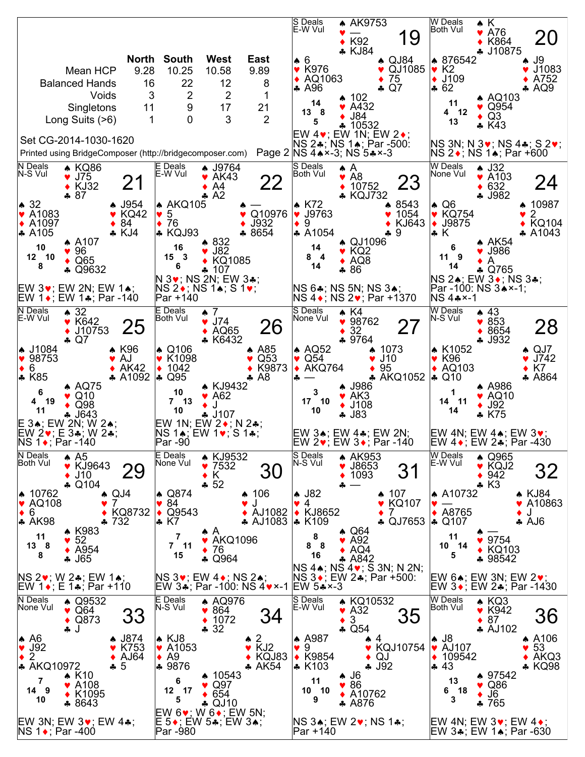| | North | South | West | East |
|---|---|---|---|---|
| Mean HCP | 9.28 | 10.25 | 10.58 | 9.89 |
| Balanced Hands | 16 | 22 | 12 | 8 |
| Voids | 3 | 2 | 2 | 1 |
| Singletons | 11 | 9 | 17 | 21 |
| Long Suits (>6) | 1 | 0 | 3 | 2 |

Set CG-2014-1030-1620

Printed using BridgeComposer (http://bridgecomposer.com)

## Board 19

S Deals, E-W Vul

North: ♠ AK9753 ♥ — ♦ K92 ♣ KJ84

West: ♠ 6 ♥ K976 ♦ AQ1063 ♣ A96

East: ♠ QJ84 ♥ QJ1085 ♦ 75 ♣ Q7

South: ♠ 102 ♥ A432 ♦ J84 ♣ 10532

HCP: N 14, W 13, E 8, S 5

EW 4♥; EW 1N; EW 2♦; NS 2♣; NS 1♠; Par -500: NS 4♠×-3; NS 5♣×-3

## Board 20

W Deals, Both Vul

North: ♠ K ♥ A76 ♦ K864 ♣ J10875

West: ♠ 876542 ♥ K2 ♦ J109 ♣ 62

East: ♠ J9 ♥ J1083 ♦ A752 ♣ AQ9

South: ♠ AQ103 ♥ Q954 ♦ Q3 ♣ K43

HCP: N 11, W 4, E 12, S 13

NS 3N; N 3♥; NS 4♣; S 2♥; NS 2♦; NS 1♠; Par +600

## Board 21

N Deals, N-S Vul

North: ♠ KQ86 ♥ J75 ♦ KJ32 ♣ 87

West: ♠ 32 ♥ A1083 ♦ A1097 ♣ A105

East: ♠ J954 ♥ KQ42 ♦ 84 ♣ KJ4

South: ♠ A107 ♥ 96 ♦ Q65 ♣ Q9632

HCP: N 10, W 12, E 10, S 8

EW 3♥; EW 2N; EW 1♠; EW 1♦; EW 1♣; Par -140

## Board 22

E Deals, E-W Vul

North: ♠ J9764 ♥ AK43 ♦ A4 ♣ A2

West: ♠ AKQ105 ♥ 5 ♦ 76 ♣ KQJ93

East: ♠ — ♥ Q10976 ♦ J932 ♣ 8654

South: ♠ 832 ♥ J82 ♦ KQ1085 ♣ 107

HCP: N 16, W 15, E 3, S 6

N 3♥; NS 2N; EW 3♣; NS 2♦; NS 1♠; S 1♥; Par +140

## Board 23

S Deals, Both Vul

North: ♠ A ♥ A8 ♦ 10752 ♣ KQJ732

West: ♠ K72 ♥ J9763 ♦ 9 ♣ A1054

East: ♠ 8543 ♥ 1054 ♦ KJ643 ♣ 9

South: ♠ QJ1096 ♥ KQ2 ♦ AQ8 ♣ 86

HCP: N 14, W 8, E 4, S 14

NS 6♣; NS 5N; NS 3♠; NS 4♦; NS 2♥; Par +1370

## Board 24

W Deals, None Vul

North: ♠ J32 ♥ A103 ♦ 632 ♣ J982

West: ♠ Q6 ♥ KQ754 ♦ J9875 ♣ K

East: ♠ 10987 ♥ 2 ♦ KQ104 ♣ A1043

South: ♠ AK54 ♥ J986 ♦ A ♣ Q765

HCP: N 6, W 11, E 9, S 14

NS 2♠; EW 3♦; NS 3♣; Par -100: NS 3♠×-1; NS 4♣×-1

## Board 25

N Deals, E-W Vul

North: ♠ 32 ♥ K642 ♦ J10753 ♣ Q7

West: ♠ J1084 ♥ 98753 ♦ 6 ♣ K85

East: ♠ K96 ♥ AJ ♦ AK42 ♣ A1092

South: ♠ AQ75 ♥ Q10 ♦ Q98 ♣ J643

HCP: N 6, W 4, E 19, S 11

E 3♠; EW 2N; W 2♠; EW 2♥; E 3♣; W 2♣; NS 1♦; Par -140

## Board 26

E Deals, Both Vul

North: ♠ 7 ♥ J74 ♦ AQ65 ♣ K6432

West: ♠ Q106 ♥ K1098 ♦ 1042 ♣ Q95

East: ♠ A85 ♥ Q53 ♦ K9873 ♣ A8

South: ♠ KJ9432 ♥ A62 ♦ J ♣ J107

HCP: N 10, W 7, E 13, S 10

EW 1N; EW 2♦; N 2♣; NS 1♠; EW 1♥; S 1♣; Par -90

## Board 27

S Deals, None Vul

North: ♠ K4 ♥ 98762 ♦ 32 ♣ 9764

West: ♠ AQ52 ♥ Q54 ♦ AKQ764 ♣ —

East: ♠ 1073 ♥ J10 ♦ 95 ♣ AKQ1052

South: ♠ J986 ♥ AK3 ♦ J108 ♣ J83

HCP: N 3, W 17, E 10, S 10

EW 3♠; EW 4♣; EW 2N; EW 2♥; EW 3♦; Par -140

## Board 28

W Deals, N-S Vul

North: ♠ 43 ♥ 853 ♦ 8654 ♣ J932

West: ♠ K1052 ♥ K96 ♦ AQ103 ♣ Q10

East: ♠ QJ7 ♥ J742 ♦ K7 ♣ A864

South: ♠ A986 ♥ AQ10 ♦ J92 ♣ K75

HCP: N 1, W 14, E 11, S 14

EW 4N; EW 4♠; EW 3♥; EW 4♦; EW 2♣; Par -430

## Board 29

N Deals, Both Vul

North: ♠ A5 ♥ KJ9643 ♦ J10 ♣ Q104

West: ♠ 10762 ♥ AQ108 ♦ 6 ♣ AK98

East: ♠ QJ4 ♥ 7 ♦ KQ8732 ♣ 732

South: ♠ K983 ♥ 52 ♦ A954 ♣ J65

HCP: N 11, W 13, E 8, S 8

NS 2♥; W 2♣; EW 1♠; EW 1♦; E 1♣; Par +110

## Board 30

E Deals, None Vul

North: ♠ KJ9532 ♥ 7532 ♦ K ♣ 52

West: ♠ Q874 ♥ 84 ♦ Q9543 ♣ K7

East: ♠ 106 ♥ J ♦ AJ1082 ♣ AJ1083

South: ♠ A ♥ AKQ1096 ♦ 76 ♣ Q964

HCP: N 7, W 7, E 11, S 15

NS 3♥; EW 4♦; NS 2♠; EW 3♣; Par -100: NS 4♥×-1

## Board 31

S Deals, N-S Vul

North: ♠ AK953 ♥ J8653 ♦ 1093 ♣ —

West: ♠ J82 ♥ 4 ♦ KJ8652 ♣ K109

East: ♠ 107 ♥ KQ107 ♦ 7 ♣ QJ7653

South: ♠ Q64 ♥ A92 ♦ AQ4 ♣ A842

HCP: N 8, W 8, E 8, S 16

NS 4♠; NS 4♥; S 3N; N 2N; NS 3♦; EW 2♣; Par +500: EW 5♣×-3

## Board 32

W Deals, E-W Vul

North: ♠ Q965 ♥ KQJ2 ♦ 942 ♣ K3

West: ♠ A10732 ♥ — ♦ A8765 ♣ Q107

East: ♠ KJ84 ♥ A10863 ♦ J ♣ AJ6

South: ♠ — ♥ 9754 ♦ KQ103 ♣ 98542

HCP: N 11, W 10, E 14, S 5

EW 6♠; EW 3N; EW 2♥; EW 3♦; EW 2♣; Par -1430

## Board 33

N Deals, None Vul

North: ♠ Q9532 ♥ Q64 ♦ Q873 ♣ J

West: ♠ A6 ♥ J92 ♦ 2 ♣ AKQ10972

East: ♠ J874 ♥ K753 ♦ AJ64 ♣ 5

South: ♠ K10 ♥ A108 ♦ K1095 ♣ 8643

HCP: N 7, W 14, E 9, S 10

EW 3N; EW 3♥; EW 4♣; NS 1♦; Par -400

## Board 34

E Deals, N-S Vul

North: ♠ AQ976 ♥ 864 ♦ 1072 ♣ 32

West: ♠ KJ8 ♥ A1053 ♦ A9 ♣ 9876

East: ♠ 2 ♥ KJ2 ♦ KQJ83 ♣ AK54

South: ♠ 10543 ♥ Q97 ♦ 654 ♣ QJ10

HCP: N 6, W 12, E 17, S 5

EW 6♥; W 6♦; EW 5N; E 5♦; EW 5♣; EW 3♠; Par -980

## Board 35

S Deals, E-W Vul

North: ♠ KQ10532 ♥ A32 ♦ 3 ♣ Q54

West: ♠ A987 ♥ 9 ♦ K9854 ♣ K103

East: ♠ 4 ♥ KQJ10754 ♦ QJ ♣ J92

South: ♠ J6 ♥ 86 ♦ A10762 ♣ A876

HCP: N 11, W 10, E 10, S 9

NS 3♠; EW 2♥; NS 1♣; Par +140

## Board 36

W Deals, Both Vul

North: ♠ KQ3 ♥ K942 ♦ 87 ♣ AJ102

West: ♠ J8 ♥ AJ107 ♦ 109542 ♣ 43

East: ♠ A106 ♥ 53 ♦ AKQ3 ♣ KQ98

South: ♠ 97542 ♥ Q86 ♦ J6 ♣ 765

HCP: N 13, W 6, E 18, S 3

EW 4N; EW 3♥; EW 4♦; EW 3♣; EW 1♠; Par -630